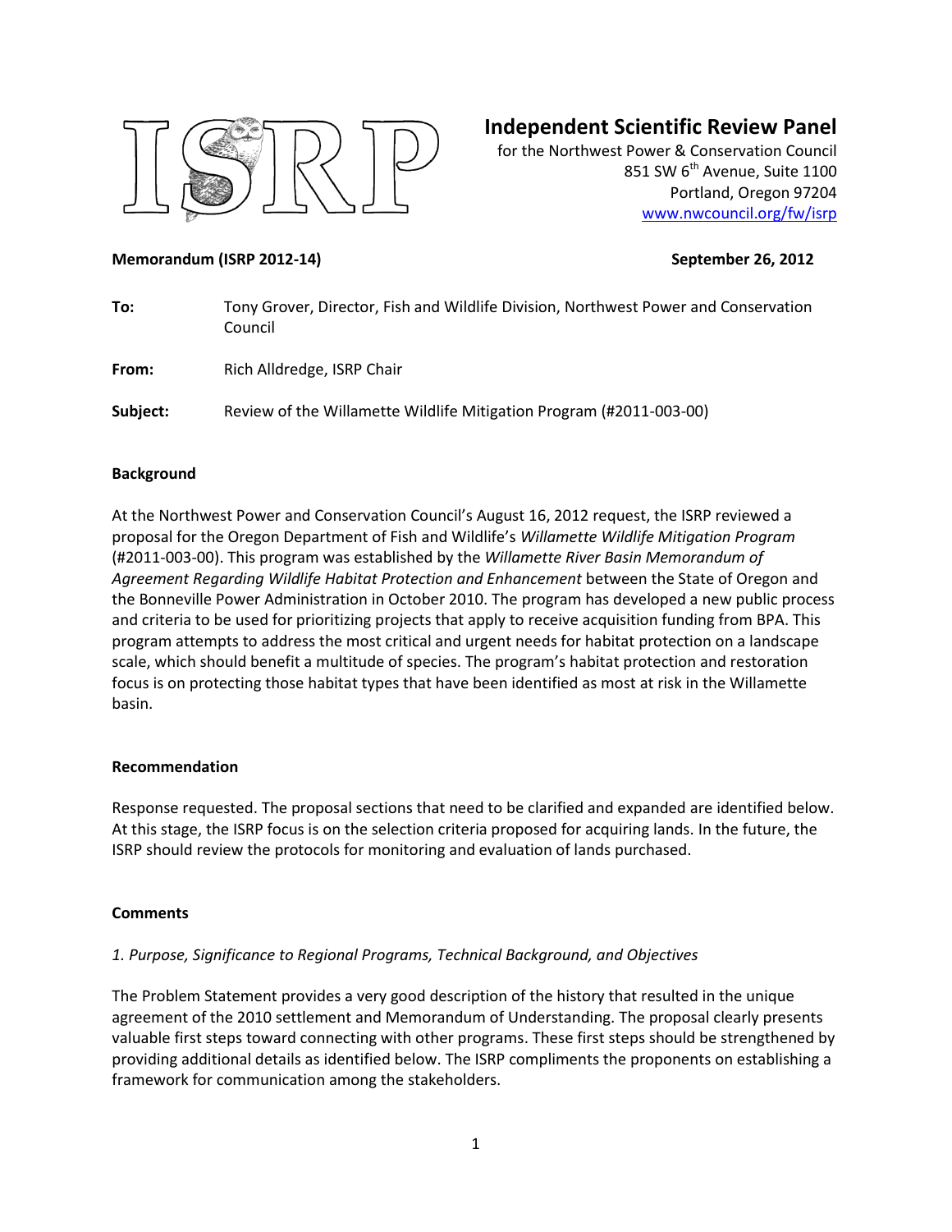ISRP

# Independent Scientific Review Panel

for the Northwest Power & Conservation Council
851 SW 6th Avenue, Suite 1100
Portland, Oregon 97204
www.nwcouncil.org/fw/isrp

**Memorandum (ISRP 2012-14)** **September 26, 2012**

**To:** Tony Grover, Director, Fish and Wildlife Division, Northwest Power and Conservation Council

**From:** Rich Alldredge, ISRP Chair

**Subject:** Review of the Willamette Wildlife Mitigation Program (#2011-003-00)

## Background

At the Northwest Power and Conservation Council's August 16, 2012 request, the ISRP reviewed a proposal for the Oregon Department of Fish and Wildlife's *Willamette Wildlife Mitigation Program* (#2011-003-00). This program was established by the *Willamette River Basin Memorandum of Agreement Regarding Wildlife Habitat Protection and Enhancement* between the State of Oregon and the Bonneville Power Administration in October 2010. The program has developed a new public process and criteria to be used for prioritizing projects that apply to receive acquisition funding from BPA. This program attempts to address the most critical and urgent needs for habitat protection on a landscape scale, which should benefit a multitude of species. The program's habitat protection and restoration focus is on protecting those habitat types that have been identified as most at risk in the Willamette basin.

## Recommendation

Response requested. The proposal sections that need to be clarified and expanded are identified below. At this stage, the ISRP focus is on the selection criteria proposed for acquiring lands. In the future, the ISRP should review the protocols for monitoring and evaluation of lands purchased.

## Comments

*1. Purpose, Significance to Regional Programs, Technical Background, and Objectives*

The Problem Statement provides a very good description of the history that resulted in the unique agreement of the 2010 settlement and Memorandum of Understanding. The proposal clearly presents valuable first steps toward connecting with other programs. These first steps should be strengthened by providing additional details as identified below. The ISRP compliments the proponents on establishing a framework for communication among the stakeholders.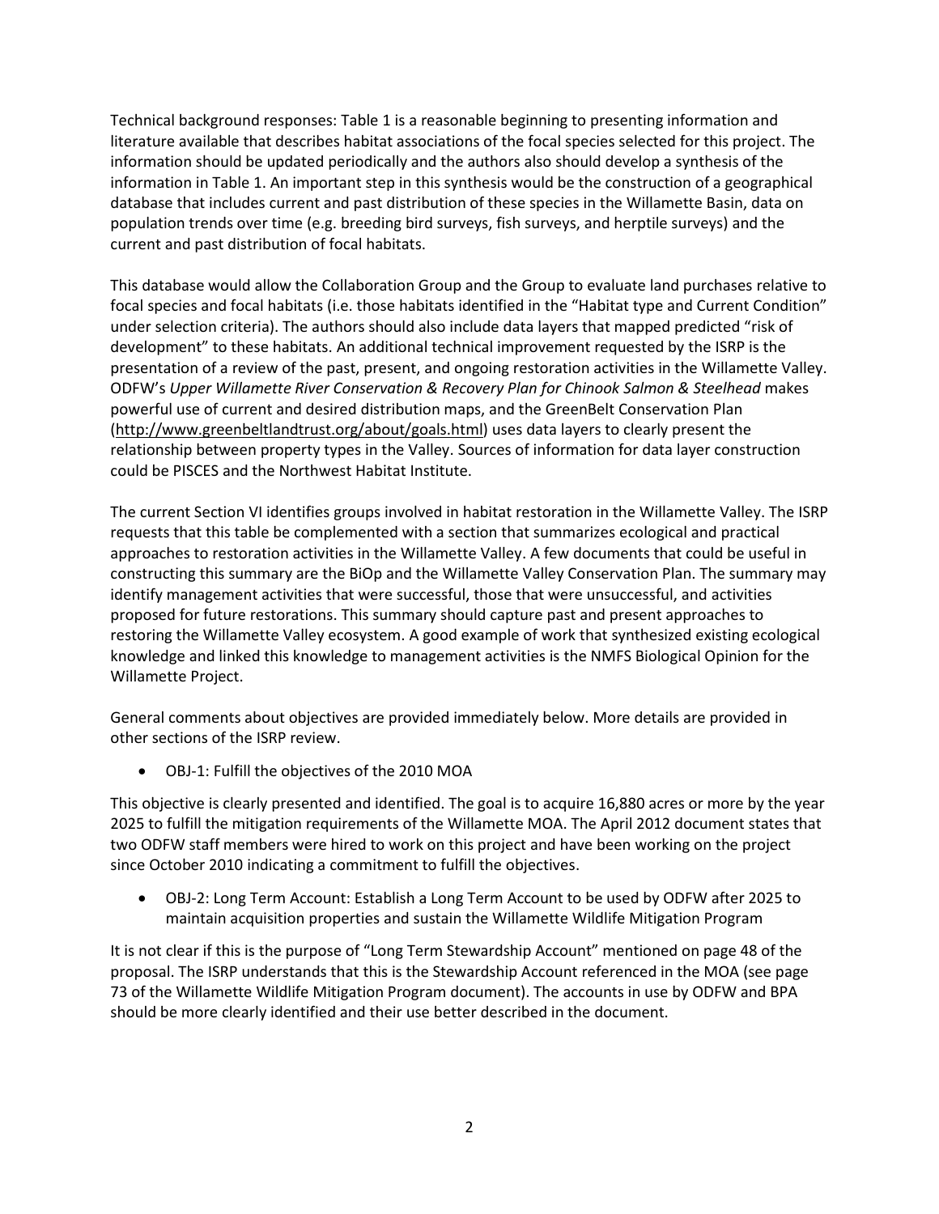Technical background responses: Table 1 is a reasonable beginning to presenting information and literature available that describes habitat associations of the focal species selected for this project. The information should be updated periodically and the authors also should develop a synthesis of the information in Table 1. An important step in this synthesis would be the construction of a geographical database that includes current and past distribution of these species in the Willamette Basin, data on population trends over time (e.g. breeding bird surveys, fish surveys, and herptile surveys) and the current and past distribution of focal habitats.

This database would allow the Collaboration Group and the Group to evaluate land purchases relative to focal species and focal habitats (i.e. those habitats identified in the "Habitat type and Current Condition" under selection criteria). The authors should also include data layers that mapped predicted "risk of development" to these habitats. An additional technical improvement requested by the ISRP is the presentation of a review of the past, present, and ongoing restoration activities in the Willamette Valley. ODFW's *Upper Willamette River Conservation & Recovery Plan for Chinook Salmon & Steelhead* makes powerful use of current and desired distribution maps, and the GreenBelt Conservation Plan (http://www.greenbeltlandtrust.org/about/goals.html) uses data layers to clearly present the relationship between property types in the Valley. Sources of information for data layer construction could be PISCES and the Northwest Habitat Institute.

The current Section VI identifies groups involved in habitat restoration in the Willamette Valley. The ISRP requests that this table be complemented with a section that summarizes ecological and practical approaches to restoration activities in the Willamette Valley. A few documents that could be useful in constructing this summary are the BiOp and the Willamette Valley Conservation Plan. The summary may identify management activities that were successful, those that were unsuccessful, and activities proposed for future restorations. This summary should capture past and present approaches to restoring the Willamette Valley ecosystem. A good example of work that synthesized existing ecological knowledge and linked this knowledge to management activities is the NMFS Biological Opinion for the Willamette Project.

General comments about objectives are provided immediately below. More details are provided in other sections of the ISRP review.

- OBJ-1: Fulfill the objectives of the 2010 MOA

This objective is clearly presented and identified. The goal is to acquire 16,880 acres or more by the year 2025 to fulfill the mitigation requirements of the Willamette MOA. The April 2012 document states that two ODFW staff members were hired to work on this project and have been working on the project since October 2010 indicating a commitment to fulfill the objectives.

- OBJ-2: Long Term Account: Establish a Long Term Account to be used by ODFW after 2025 to maintain acquisition properties and sustain the Willamette Wildlife Mitigation Program

It is not clear if this is the purpose of "Long Term Stewardship Account" mentioned on page 48 of the proposal. The ISRP understands that this is the Stewardship Account referenced in the MOA (see page 73 of the Willamette Wildlife Mitigation Program document). The accounts in use by ODFW and BPA should be more clearly identified and their use better described in the document.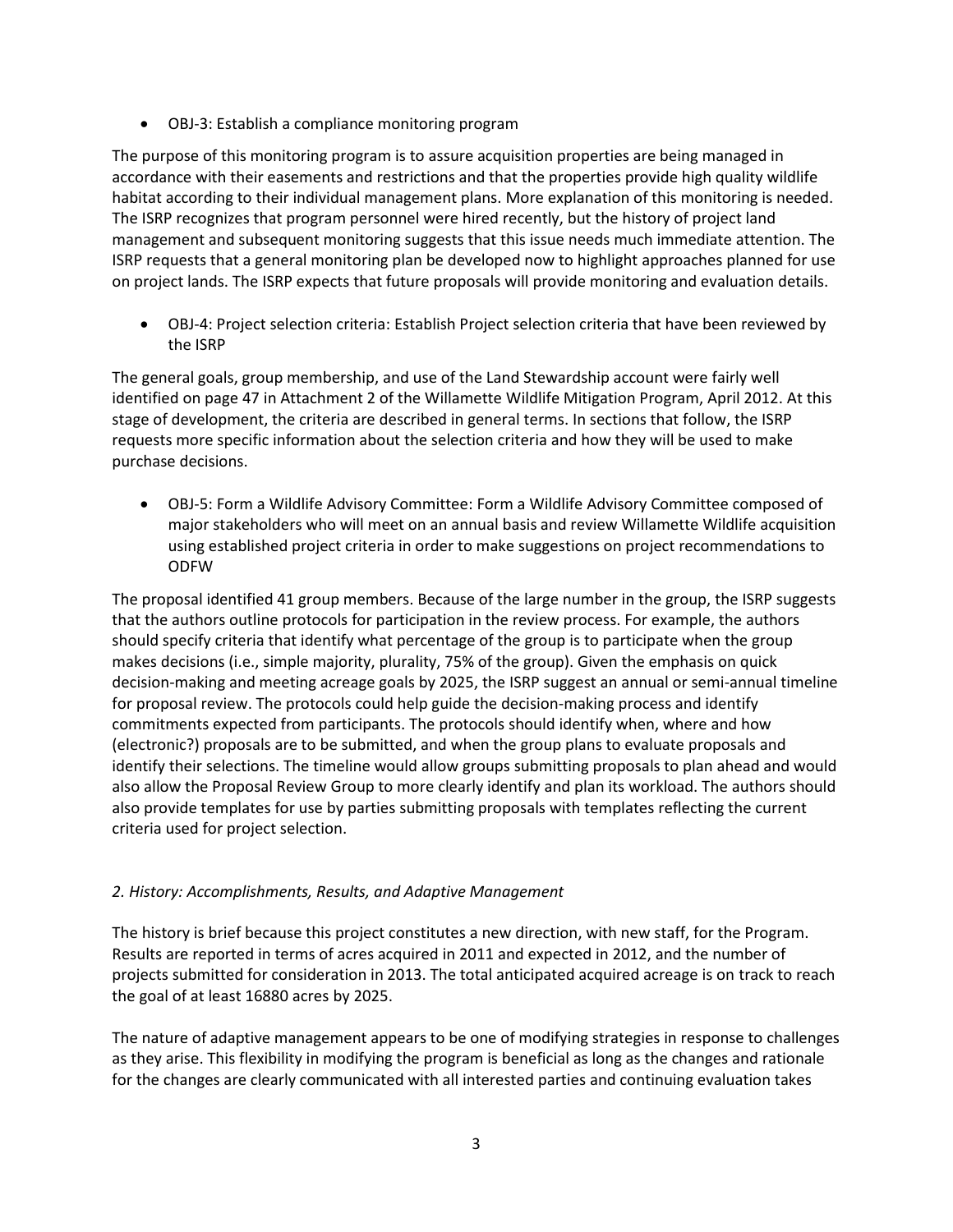- OBJ-3: Establish a compliance monitoring program

The purpose of this monitoring program is to assure acquisition properties are being managed in accordance with their easements and restrictions and that the properties provide high quality wildlife habitat according to their individual management plans. More explanation of this monitoring is needed. The ISRP recognizes that program personnel were hired recently, but the history of project land management and subsequent monitoring suggests that this issue needs much immediate attention. The ISRP requests that a general monitoring plan be developed now to highlight approaches planned for use on project lands. The ISRP expects that future proposals will provide monitoring and evaluation details.

- OBJ-4: Project selection criteria: Establish Project selection criteria that have been reviewed by the ISRP

The general goals, group membership, and use of the Land Stewardship account were fairly well identified on page 47 in Attachment 2 of the Willamette Wildlife Mitigation Program, April 2012. At this stage of development, the criteria are described in general terms. In sections that follow, the ISRP requests more specific information about the selection criteria and how they will be used to make purchase decisions.

- OBJ-5: Form a Wildlife Advisory Committee: Form a Wildlife Advisory Committee composed of major stakeholders who will meet on an annual basis and review Willamette Wildlife acquisition using established project criteria in order to make suggestions on project recommendations to ODFW

The proposal identified 41 group members. Because of the large number in the group, the ISRP suggests that the authors outline protocols for participation in the review process. For example, the authors should specify criteria that identify what percentage of the group is to participate when the group makes decisions (i.e., simple majority, plurality, 75% of the group). Given the emphasis on quick decision-making and meeting acreage goals by 2025, the ISRP suggest an annual or semi-annual timeline for proposal review. The protocols could help guide the decision-making process and identify commitments expected from participants. The protocols should identify when, where and how (electronic?) proposals are to be submitted, and when the group plans to evaluate proposals and identify their selections. The timeline would allow groups submitting proposals to plan ahead and would also allow the Proposal Review Group to more clearly identify and plan its workload. The authors should also provide templates for use by parties submitting proposals with templates reflecting the current criteria used for project selection.

*2. History: Accomplishments, Results, and Adaptive Management*

The history is brief because this project constitutes a new direction, with new staff, for the Program. Results are reported in terms of acres acquired in 2011 and expected in 2012, and the number of projects submitted for consideration in 2013. The total anticipated acquired acreage is on track to reach the goal of at least 16880 acres by 2025.

The nature of adaptive management appears to be one of modifying strategies in response to challenges as they arise. This flexibility in modifying the program is beneficial as long as the changes and rationale for the changes are clearly communicated with all interested parties and continuing evaluation takes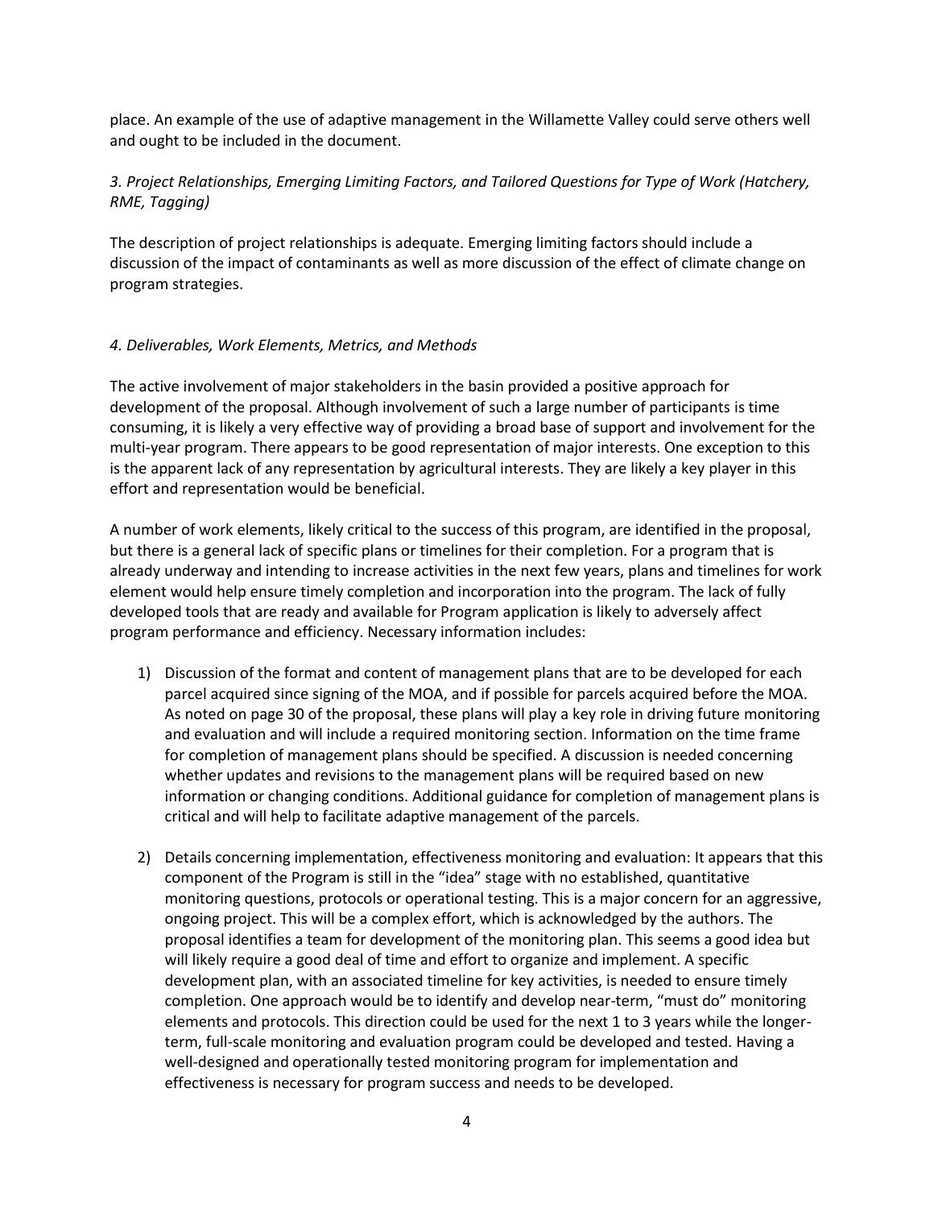place. An example of the use of adaptive management in the Willamette Valley could serve others well and ought to be included in the document.

*3. Project Relationships, Emerging Limiting Factors, and Tailored Questions for Type of Work (Hatchery, RME, Tagging)*

The description of project relationships is adequate. Emerging limiting factors should include a discussion of the impact of contaminants as well as more discussion of the effect of climate change on program strategies.

*4. Deliverables, Work Elements, Metrics, and Methods*

The active involvement of major stakeholders in the basin provided a positive approach for development of the proposal. Although involvement of such a large number of participants is time consuming, it is likely a very effective way of providing a broad base of support and involvement for the multi-year program. There appears to be good representation of major interests. One exception to this is the apparent lack of any representation by agricultural interests. They are likely a key player in this effort and representation would be beneficial.

A number of work elements, likely critical to the success of this program, are identified in the proposal, but there is a general lack of specific plans or timelines for their completion. For a program that is already underway and intending to increase activities in the next few years, plans and timelines for work element would help ensure timely completion and incorporation into the program. The lack of fully developed tools that are ready and available for Program application is likely to adversely affect program performance and efficiency. Necessary information includes:

1) Discussion of the format and content of management plans that are to be developed for each parcel acquired since signing of the MOA, and if possible for parcels acquired before the MOA. As noted on page 30 of the proposal, these plans will play a key role in driving future monitoring and evaluation and will include a required monitoring section. Information on the time frame for completion of management plans should be specified. A discussion is needed concerning whether updates and revisions to the management plans will be required based on new information or changing conditions. Additional guidance for completion of management plans is critical and will help to facilitate adaptive management of the parcels.

2) Details concerning implementation, effectiveness monitoring and evaluation: It appears that this component of the Program is still in the "idea" stage with no established, quantitative monitoring questions, protocols or operational testing. This is a major concern for an aggressive, ongoing project. This will be a complex effort, which is acknowledged by the authors. The proposal identifies a team for development of the monitoring plan. This seems a good idea but will likely require a good deal of time and effort to organize and implement. A specific development plan, with an associated timeline for key activities, is needed to ensure timely completion. One approach would be to identify and develop near-term, "must do" monitoring elements and protocols. This direction could be used for the next 1 to 3 years while the longer-term, full-scale monitoring and evaluation program could be developed and tested. Having a well-designed and operationally tested monitoring program for implementation and effectiveness is necessary for program success and needs to be developed.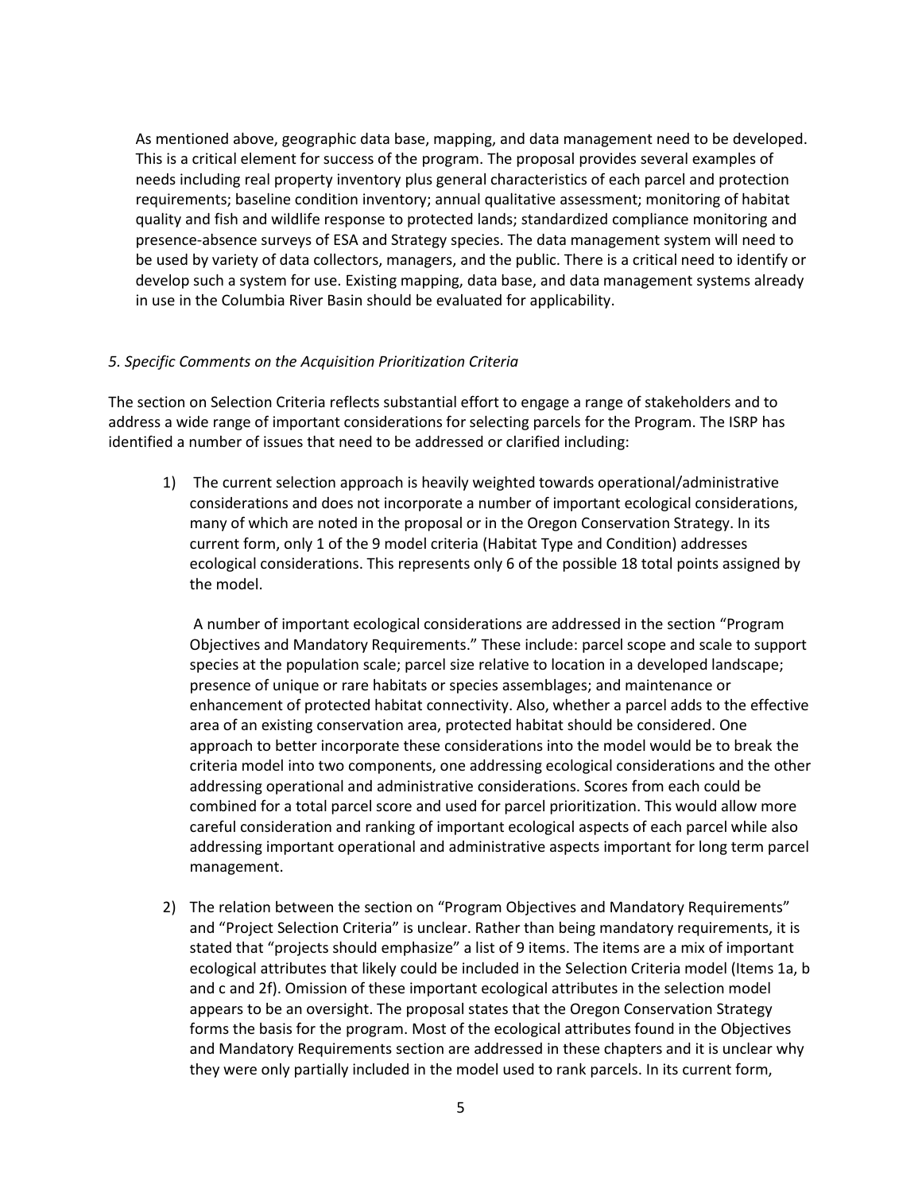As mentioned above, geographic data base, mapping, and data management need to be developed. This is a critical element for success of the program. The proposal provides several examples of needs including real property inventory plus general characteristics of each parcel and protection requirements; baseline condition inventory; annual qualitative assessment; monitoring of habitat quality and fish and wildlife response to protected lands; standardized compliance monitoring and presence-absence surveys of ESA and Strategy species. The data management system will need to be used by variety of data collectors, managers, and the public. There is a critical need to identify or develop such a system for use. Existing mapping, data base, and data management systems already in use in the Columbia River Basin should be evaluated for applicability.

*5. Specific Comments on the Acquisition Prioritization Criteria*

The section on Selection Criteria reflects substantial effort to engage a range of stakeholders and to address a wide range of important considerations for selecting parcels for the Program. The ISRP has identified a number of issues that need to be addressed or clarified including:

1) The current selection approach is heavily weighted towards operational/administrative considerations and does not incorporate a number of important ecological considerations, many of which are noted in the proposal or in the Oregon Conservation Strategy. In its current form, only 1 of the 9 model criteria (Habitat Type and Condition) addresses ecological considerations. This represents only 6 of the possible 18 total points assigned by the model.

   A number of important ecological considerations are addressed in the section "Program Objectives and Mandatory Requirements." These include: parcel scope and scale to support species at the population scale; parcel size relative to location in a developed landscape; presence of unique or rare habitats or species assemblages; and maintenance or enhancement of protected habitat connectivity. Also, whether a parcel adds to the effective area of an existing conservation area, protected habitat should be considered. One approach to better incorporate these considerations into the model would be to break the criteria model into two components, one addressing ecological considerations and the other addressing operational and administrative considerations. Scores from each could be combined for a total parcel score and used for parcel prioritization. This would allow more careful consideration and ranking of important ecological aspects of each parcel while also addressing important operational and administrative aspects important for long term parcel management.

2) The relation between the section on "Program Objectives and Mandatory Requirements" and "Project Selection Criteria" is unclear. Rather than being mandatory requirements, it is stated that "projects should emphasize" a list of 9 items. The items are a mix of important ecological attributes that likely could be included in the Selection Criteria model (Items 1a, b and c and 2f). Omission of these important ecological attributes in the selection model appears to be an oversight. The proposal states that the Oregon Conservation Strategy forms the basis for the program. Most of the ecological attributes found in the Objectives and Mandatory Requirements section are addressed in these chapters and it is unclear why they were only partially included in the model used to rank parcels. In its current form,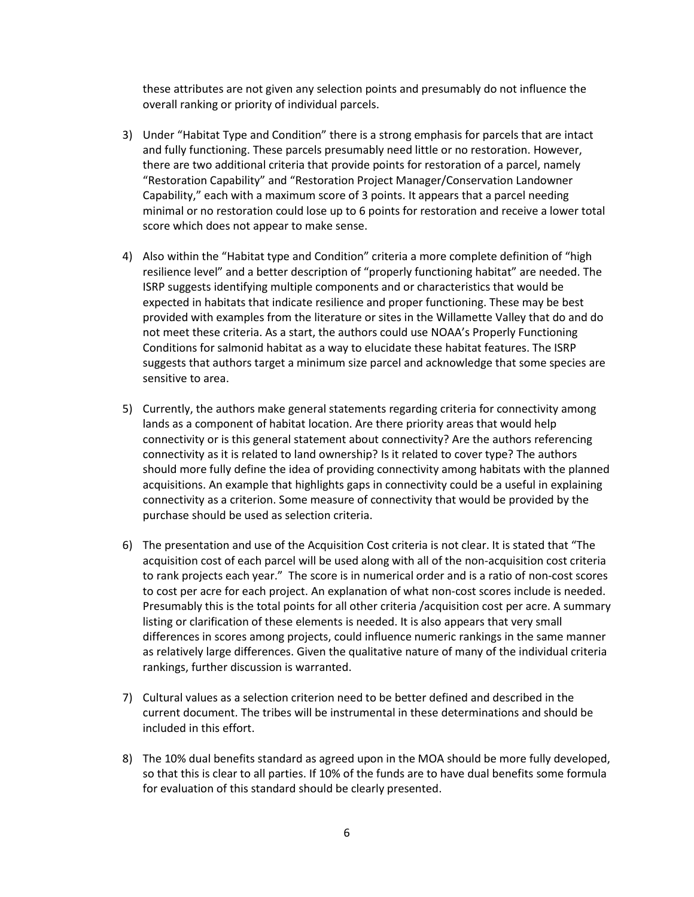these attributes are not given any selection points and presumably do not influence the overall ranking or priority of individual parcels.

3) Under "Habitat Type and Condition" there is a strong emphasis for parcels that are intact and fully functioning. These parcels presumably need little or no restoration. However, there are two additional criteria that provide points for restoration of a parcel, namely "Restoration Capability" and "Restoration Project Manager/Conservation Landowner Capability," each with a maximum score of 3 points. It appears that a parcel needing minimal or no restoration could lose up to 6 points for restoration and receive a lower total score which does not appear to make sense.

4) Also within the "Habitat type and Condition" criteria a more complete definition of "high resilience level" and a better description of "properly functioning habitat" are needed. The ISRP suggests identifying multiple components and or characteristics that would be expected in habitats that indicate resilience and proper functioning. These may be best provided with examples from the literature or sites in the Willamette Valley that do and do not meet these criteria. As a start, the authors could use NOAA's Properly Functioning Conditions for salmonid habitat as a way to elucidate these habitat features. The ISRP suggests that authors target a minimum size parcel and acknowledge that some species are sensitive to area.

5) Currently, the authors make general statements regarding criteria for connectivity among lands as a component of habitat location. Are there priority areas that would help connectivity or is this general statement about connectivity? Are the authors referencing connectivity as it is related to land ownership? Is it related to cover type? The authors should more fully define the idea of providing connectivity among habitats with the planned acquisitions. An example that highlights gaps in connectivity could be a useful in explaining connectivity as a criterion. Some measure of connectivity that would be provided by the purchase should be used as selection criteria.

6) The presentation and use of the Acquisition Cost criteria is not clear. It is stated that "The acquisition cost of each parcel will be used along with all of the non-acquisition cost criteria to rank projects each year." The score is in numerical order and is a ratio of non-cost scores to cost per acre for each project. An explanation of what non-cost scores include is needed. Presumably this is the total points for all other criteria /acquisition cost per acre. A summary listing or clarification of these elements is needed. It is also appears that very small differences in scores among projects, could influence numeric rankings in the same manner as relatively large differences. Given the qualitative nature of many of the individual criteria rankings, further discussion is warranted.

7) Cultural values as a selection criterion need to be better defined and described in the current document. The tribes will be instrumental in these determinations and should be included in this effort.

8) The 10% dual benefits standard as agreed upon in the MOA should be more fully developed, so that this is clear to all parties. If 10% of the funds are to have dual benefits some formula for evaluation of this standard should be clearly presented.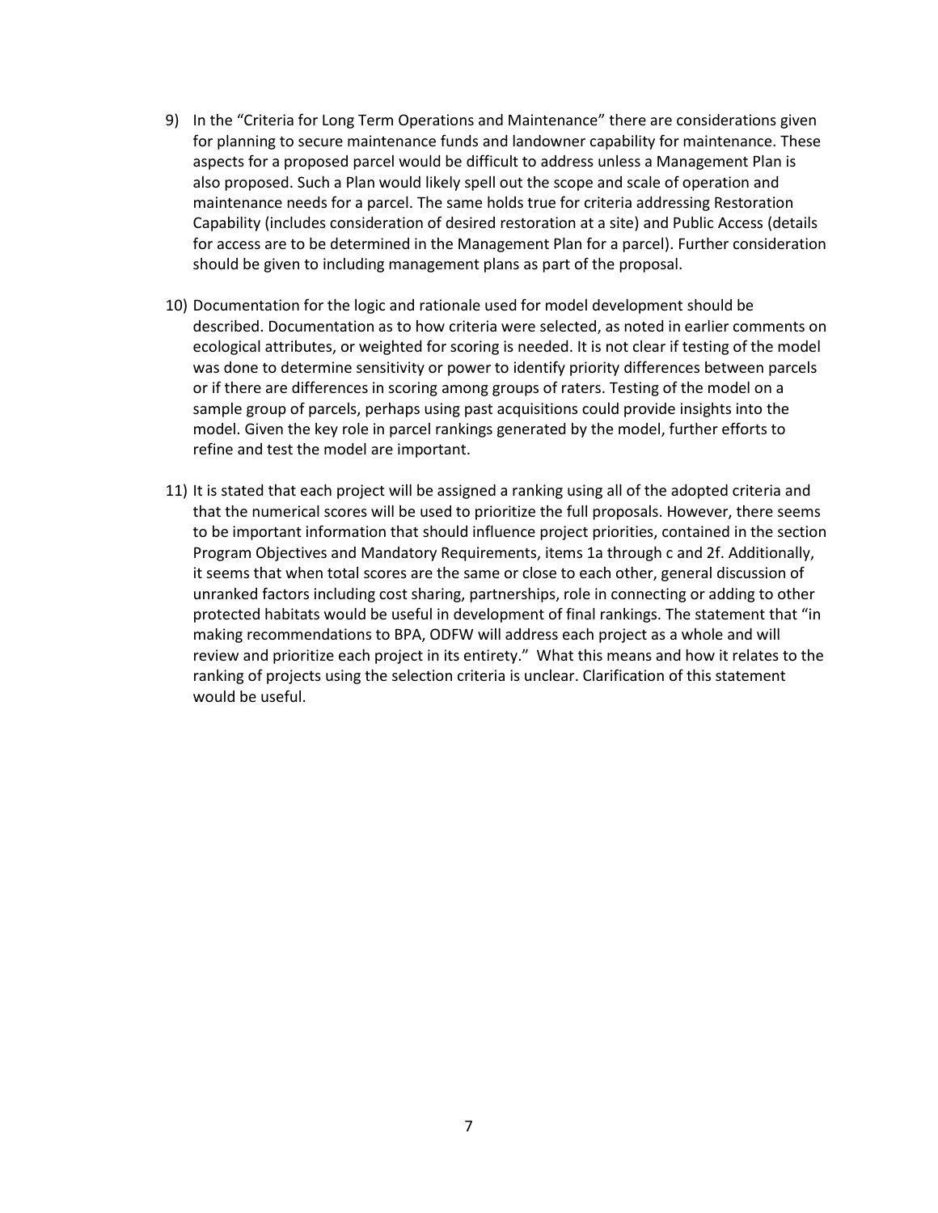9) In the "Criteria for Long Term Operations and Maintenance" there are considerations given for planning to secure maintenance funds and landowner capability for maintenance. These aspects for a proposed parcel would be difficult to address unless a Management Plan is also proposed. Such a Plan would likely spell out the scope and scale of operation and maintenance needs for a parcel. The same holds true for criteria addressing Restoration Capability (includes consideration of desired restoration at a site) and Public Access (details for access are to be determined in the Management Plan for a parcel). Further consideration should be given to including management plans as part of the proposal.

10) Documentation for the logic and rationale used for model development should be described. Documentation as to how criteria were selected, as noted in earlier comments on ecological attributes, or weighted for scoring is needed. It is not clear if testing of the model was done to determine sensitivity or power to identify priority differences between parcels or if there are differences in scoring among groups of raters. Testing of the model on a sample group of parcels, perhaps using past acquisitions could provide insights into the model. Given the key role in parcel rankings generated by the model, further efforts to refine and test the model are important.

11) It is stated that each project will be assigned a ranking using all of the adopted criteria and that the numerical scores will be used to prioritize the full proposals. However, there seems to be important information that should influence project priorities, contained in the section Program Objectives and Mandatory Requirements, items 1a through c and 2f. Additionally, it seems that when total scores are the same or close to each other, general discussion of unranked factors including cost sharing, partnerships, role in connecting or adding to other protected habitats would be useful in development of final rankings. The statement that "in making recommendations to BPA, ODFW will address each project as a whole and will review and prioritize each project in its entirety." What this means and how it relates to the ranking of projects using the selection criteria is unclear. Clarification of this statement would be useful.